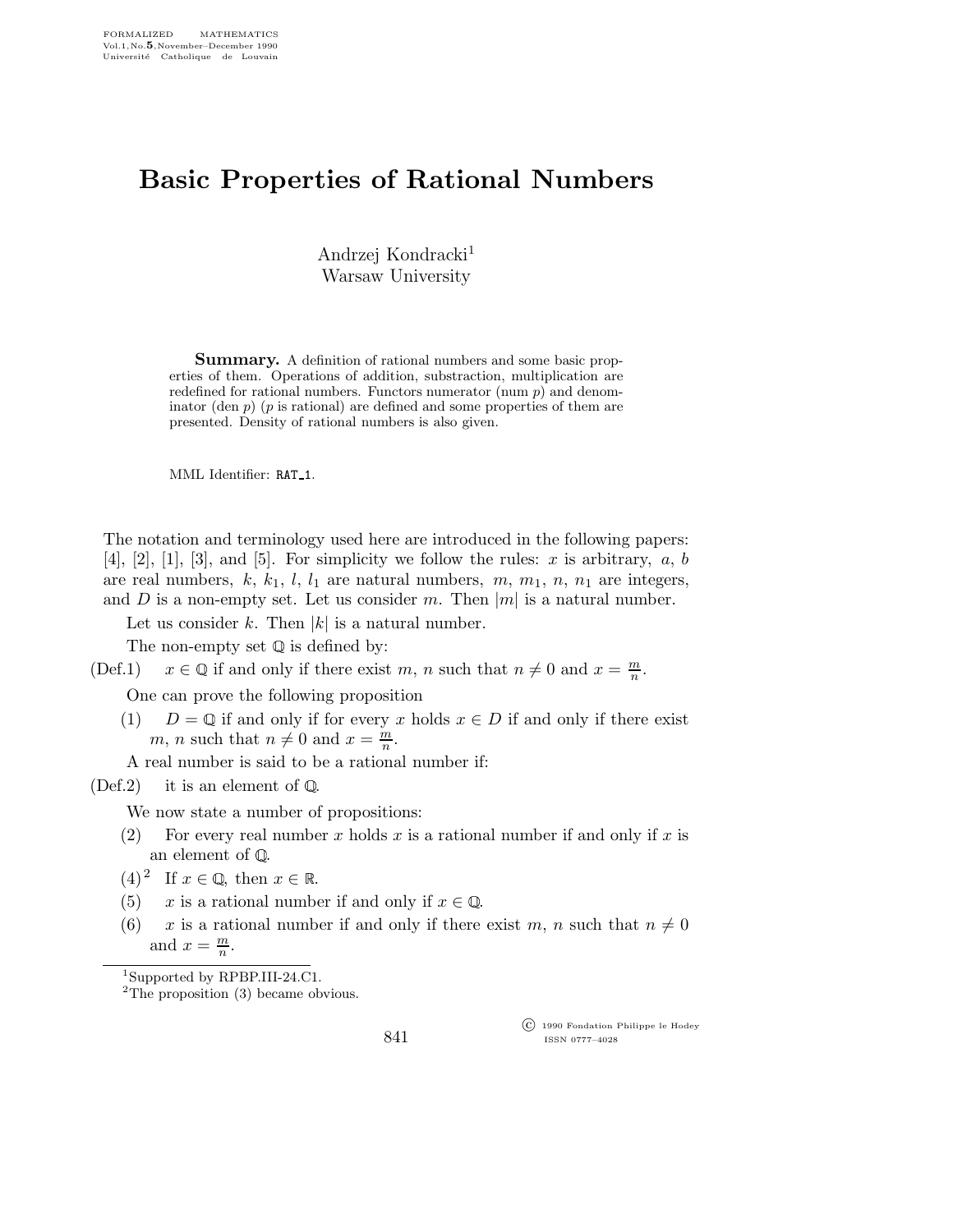# Basic Properties of Rational Numbers

Andrzej Kondracki[1]
Warsaw University

**Summary.** A definition of rational numbers and some basic properties of them. Operations of addition, substraction, multiplication are redefined for rational numbers. Functors numerator (num $p$) and denominator (den $p$) ($p$ is rational) are defined and some properties of them are presented. Density of rational numbers is also given.

MML Identifier: RAT_1.

The notation and terminology used here are introduced in the following papers: [4], [2], [1], [3], and [5]. For simplicity we follow the rules: $x$ is arbitrary, $a$, $b$ are real numbers, $k$, $k_1$, $l$, $l_1$ are natural numbers, $m$, $m_1$, $n$, $n_1$ are integers, and $D$ is a non-empty set. Let us consider $m$. Then $|m|$ is a natural number.

Let us consider $k$. Then $|k|$ is a natural number.

The non-empty set $\mathbb{Q}$ is defined by:

(Def.1) $x \in \mathbb{Q}$ if and only if there exist $m$, $n$ such that $n \neq 0$ and $x = \frac{m}{n}$.

One can prove the following proposition

(1) $D = \mathbb{Q}$ if and only if for every $x$ holds $x \in D$ if and only if there exist $m$, $n$ such that $n \neq 0$ and $x = \frac{m}{n}$.

A real number is said to be a rational number if:

(Def.2) it is an element of $\mathbb{Q}$.

We now state a number of propositions:

(2) For every real number $x$ holds $x$ is a rational number if and only if $x$ is an element of $\mathbb{Q}$.

(4)[2] If $x \in \mathbb{Q}$, then $x \in \mathbb{R}$.

(5) $x$ is a rational number if and only if $x \in \mathbb{Q}$.

(6) $x$ is a rational number if and only if there exist $m$, $n$ such that $n \neq 0$ and $x = \frac{m}{n}$.

---

[1]Supported by RPBP.III-24.C1.

[2]The proposition (3) became obvious.

© 1990 Fondation Philippe le Hodey
ISSN 0777–4028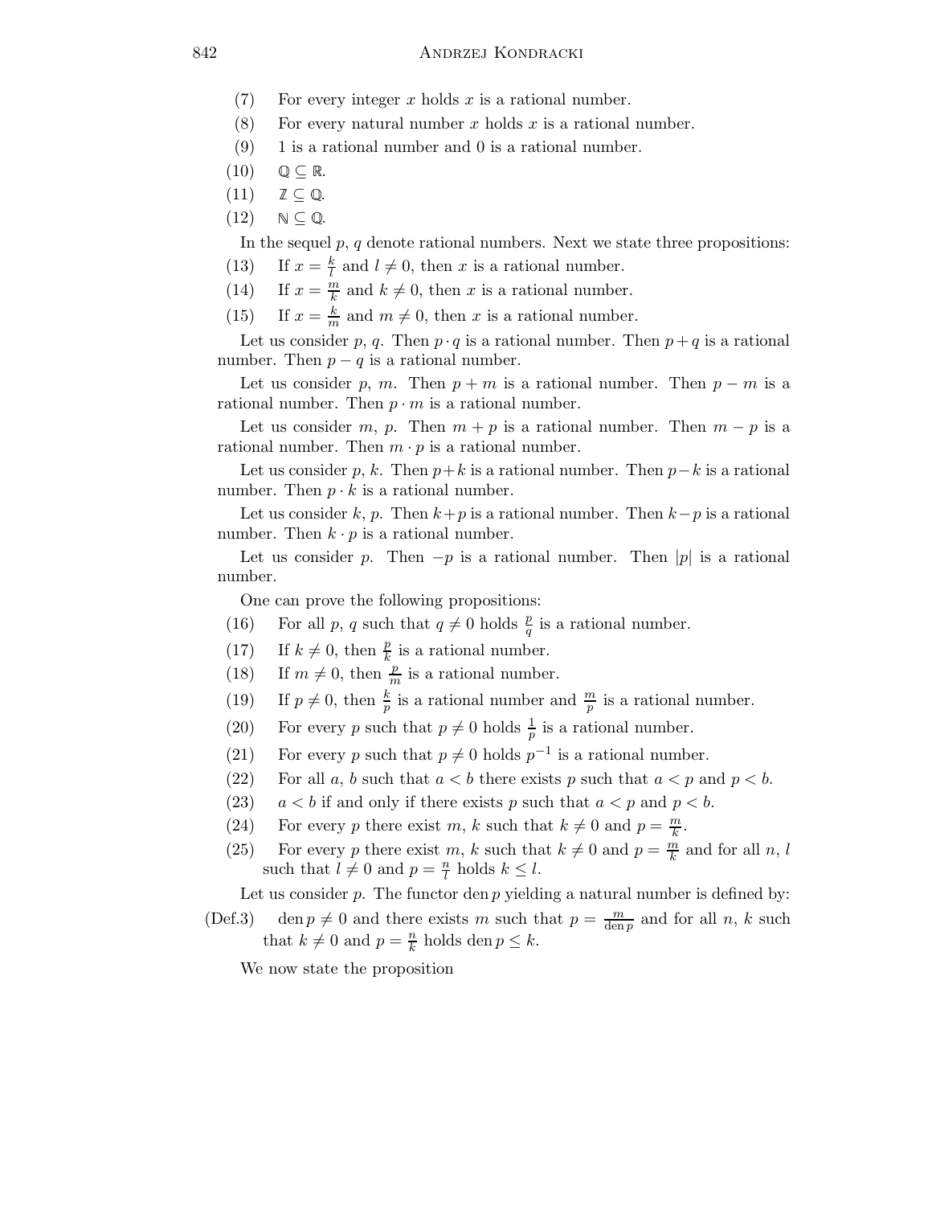(7) For every integer $x$ holds $x$ is a rational number.

(8) For every natural number $x$ holds $x$ is a rational number.

(9) 1 is a rational number and 0 is a rational number.

(10) $\mathbb{Q} \subseteq \mathbb{R}$.

(11) $\mathbb{Z} \subseteq \mathbb{Q}$.

(12) $\mathbb{N} \subseteq \mathbb{Q}$.

In the sequel $p$, $q$ denote rational numbers. Next we state three propositions:

(13) If $x = \frac{k}{l}$ and $l \neq 0$, then $x$ is a rational number.

(14) If $x = \frac{m}{k}$ and $k \neq 0$, then $x$ is a rational number.

(15) If $x = \frac{k}{m}$ and $m \neq 0$, then $x$ is a rational number.

Let us consider $p$, $q$. Then $p \cdot q$ is a rational number. Then $p + q$ is a rational number. Then $p - q$ is a rational number.

Let us consider $p$, $m$. Then $p + m$ is a rational number. Then $p - m$ is a rational number. Then $p \cdot m$ is a rational number.

Let us consider $m$, $p$. Then $m + p$ is a rational number. Then $m - p$ is a rational number. Then $m \cdot p$ is a rational number.

Let us consider $p$, $k$. Then $p + k$ is a rational number. Then $p - k$ is a rational number. Then $p \cdot k$ is a rational number.

Let us consider $k$, $p$. Then $k + p$ is a rational number. Then $k - p$ is a rational number. Then $k \cdot p$ is a rational number.

Let us consider $p$. Then $-p$ is a rational number. Then $|p|$ is a rational number.

One can prove the following propositions:

(16) For all $p$, $q$ such that $q \neq 0$ holds $\frac{p}{q}$ is a rational number.

(17) If $k \neq 0$, then $\frac{p}{k}$ is a rational number.

(18) If $m \neq 0$, then $\frac{p}{m}$ is a rational number.

(19) If $p \neq 0$, then $\frac{k}{p}$ is a rational number and $\frac{m}{p}$ is a rational number.

(20) For every $p$ such that $p \neq 0$ holds $\frac{1}{p}$ is a rational number.

(21) For every $p$ such that $p \neq 0$ holds $p^{-1}$ is a rational number.

(22) For all $a$, $b$ such that $a < b$ there exists $p$ such that $a < p$ and $p < b$.

(23) $a < b$ if and only if there exists $p$ such that $a < p$ and $p < b$.

(24) For every $p$ there exist $m$, $k$ such that $k \neq 0$ and $p = \frac{m}{k}$.

(25) For every $p$ there exist $m$, $k$ such that $k \neq 0$ and $p = \frac{m}{k}$ and for all $n$, $l$ such that $l \neq 0$ and $p = \frac{n}{l}$ holds $k \leq l$.

Let us consider $p$. The functor $\operatorname{den} p$ yielding a natural number is defined by:

(Def.3) $\operatorname{den} p \neq 0$ and there exists $m$ such that $p = \frac{m}{\operatorname{den} p}$ and for all $n$, $k$ such that $k \neq 0$ and $p = \frac{n}{k}$ holds $\operatorname{den} p \leq k$.

We now state the proposition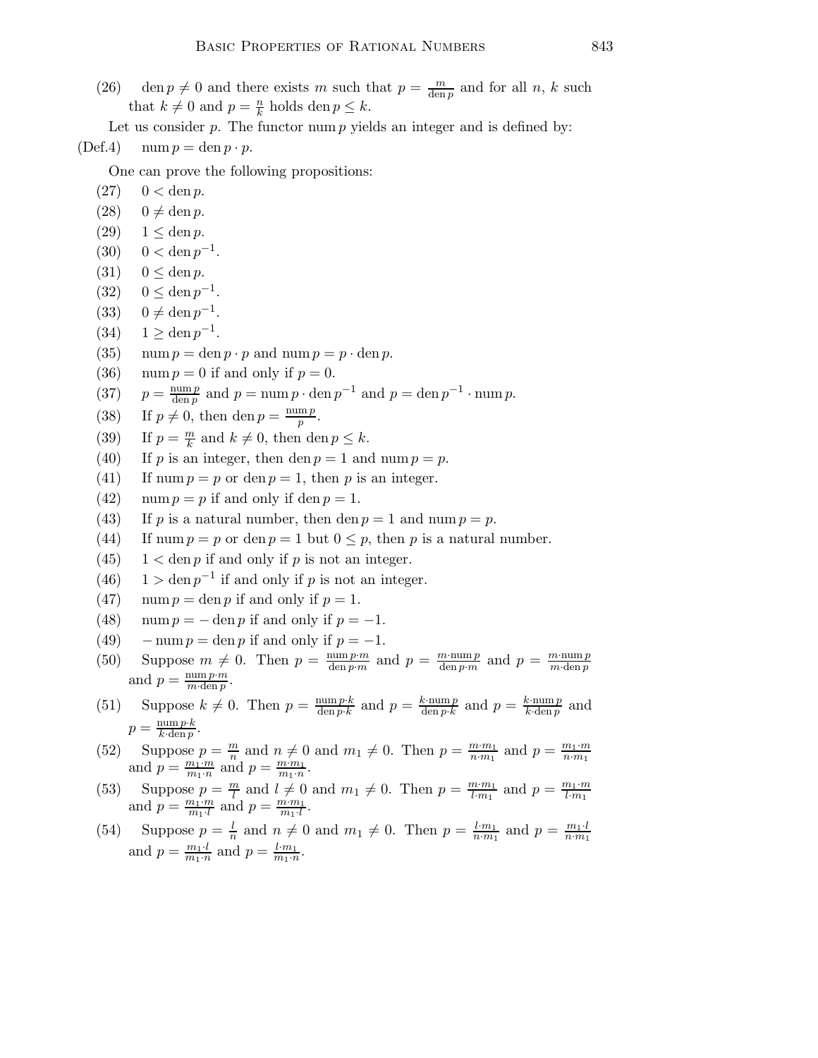(26) $\operatorname{den} p \neq 0$ and there exists $m$ such that $p = \frac{m}{\operatorname{den} p}$ and for all $n$, $k$ such that $k \neq 0$ and $p = \frac{n}{k}$ holds $\operatorname{den} p \leq k$.

Let us consider $p$. The functor $\operatorname{num} p$ yields an integer and is defined by:

(Def.4) $\operatorname{num} p = \operatorname{den} p \cdot p$.

One can prove the following propositions:

(27) $0 < \operatorname{den} p$.

(28) $0 \neq \operatorname{den} p$.

(29) $1 \leq \operatorname{den} p$.

(30) $0 < \operatorname{den} p^{-1}$.

(31) $0 \leq \operatorname{den} p$.

(32) $0 \leq \operatorname{den} p^{-1}$.

(33) $0 \neq \operatorname{den} p^{-1}$.

(34) $1 \geq \operatorname{den} p^{-1}$.

(35) $\operatorname{num} p = \operatorname{den} p \cdot p$ and $\operatorname{num} p = p \cdot \operatorname{den} p$.

(36) $\operatorname{num} p = 0$ if and only if $p = 0$.

(37) $p = \frac{\operatorname{num} p}{\operatorname{den} p}$ and $p = \operatorname{num} p \cdot \operatorname{den} p^{-1}$ and $p = \operatorname{den} p^{-1} \cdot \operatorname{num} p$.

(38) If $p \neq 0$, then $\operatorname{den} p = \frac{\operatorname{num} p}{p}$.

(39) If $p = \frac{m}{k}$ and $k \neq 0$, then $\operatorname{den} p \leq k$.

(40) If $p$ is an integer, then $\operatorname{den} p = 1$ and $\operatorname{num} p = p$.

(41) If $\operatorname{num} p = p$ or $\operatorname{den} p = 1$, then $p$ is an integer.

(42) $\operatorname{num} p = p$ if and only if $\operatorname{den} p = 1$.

(43) If $p$ is a natural number, then $\operatorname{den} p = 1$ and $\operatorname{num} p = p$.

(44) If $\operatorname{num} p = p$ or $\operatorname{den} p = 1$ but $0 \leq p$, then $p$ is a natural number.

(45) $1 < \operatorname{den} p$ if and only if $p$ is not an integer.

(46) $1 > \operatorname{den} p^{-1}$ if and only if $p$ is not an integer.

(47) $\operatorname{num} p = \operatorname{den} p$ if and only if $p = 1$.

(48) $\operatorname{num} p = -\operatorname{den} p$ if and only if $p = -1$.

(49) $-\operatorname{num} p = \operatorname{den} p$ if and only if $p = -1$.

(50) Suppose $m \neq 0$. Then $p = \frac{\operatorname{num} p \cdot m}{\operatorname{den} p \cdot m}$ and $p = \frac{m \cdot \operatorname{num} p}{\operatorname{den} p \cdot m}$ and $p = \frac{m \cdot \operatorname{num} p}{m \cdot \operatorname{den} p}$ and $p = \frac{\operatorname{num} p \cdot m}{m \cdot \operatorname{den} p}$.

(51) Suppose $k \neq 0$. Then $p = \frac{\operatorname{num} p \cdot k}{\operatorname{den} p \cdot k}$ and $p = \frac{k \cdot \operatorname{num} p}{\operatorname{den} p \cdot k}$ and $p = \frac{k \cdot \operatorname{num} p}{k \cdot \operatorname{den} p}$ and $p = \frac{\operatorname{num} p \cdot k}{k \cdot \operatorname{den} p}$.

(52) Suppose $p = \frac{m}{n}$ and $n \neq 0$ and $m_1 \neq 0$. Then $p = \frac{m \cdot m_1}{n \cdot m_1}$ and $p = \frac{m_1 \cdot m}{n \cdot m_1}$ and $p = \frac{m_1 \cdot m}{m_1 \cdot n}$ and $p = \frac{m \cdot m_1}{m_1 \cdot n}$.

(53) Suppose $p = \frac{m}{l}$ and $l \neq 0$ and $m_1 \neq 0$. Then $p = \frac{m \cdot m_1}{l \cdot m_1}$ and $p = \frac{m_1 \cdot m}{l \cdot m_1}$ and $p = \frac{m_1 \cdot m}{m_1 \cdot l}$ and $p = \frac{m \cdot m_1}{m_1 \cdot l}$.

(54) Suppose $p = \frac{l}{n}$ and $n \neq 0$ and $m_1 \neq 0$. Then $p = \frac{l \cdot m_1}{n \cdot m_1}$ and $p = \frac{m_1 \cdot l}{n \cdot m_1}$ and $p = \frac{m_1 \cdot l}{m_1 \cdot n}$ and $p = \frac{l \cdot m_1}{m_1 \cdot n}$.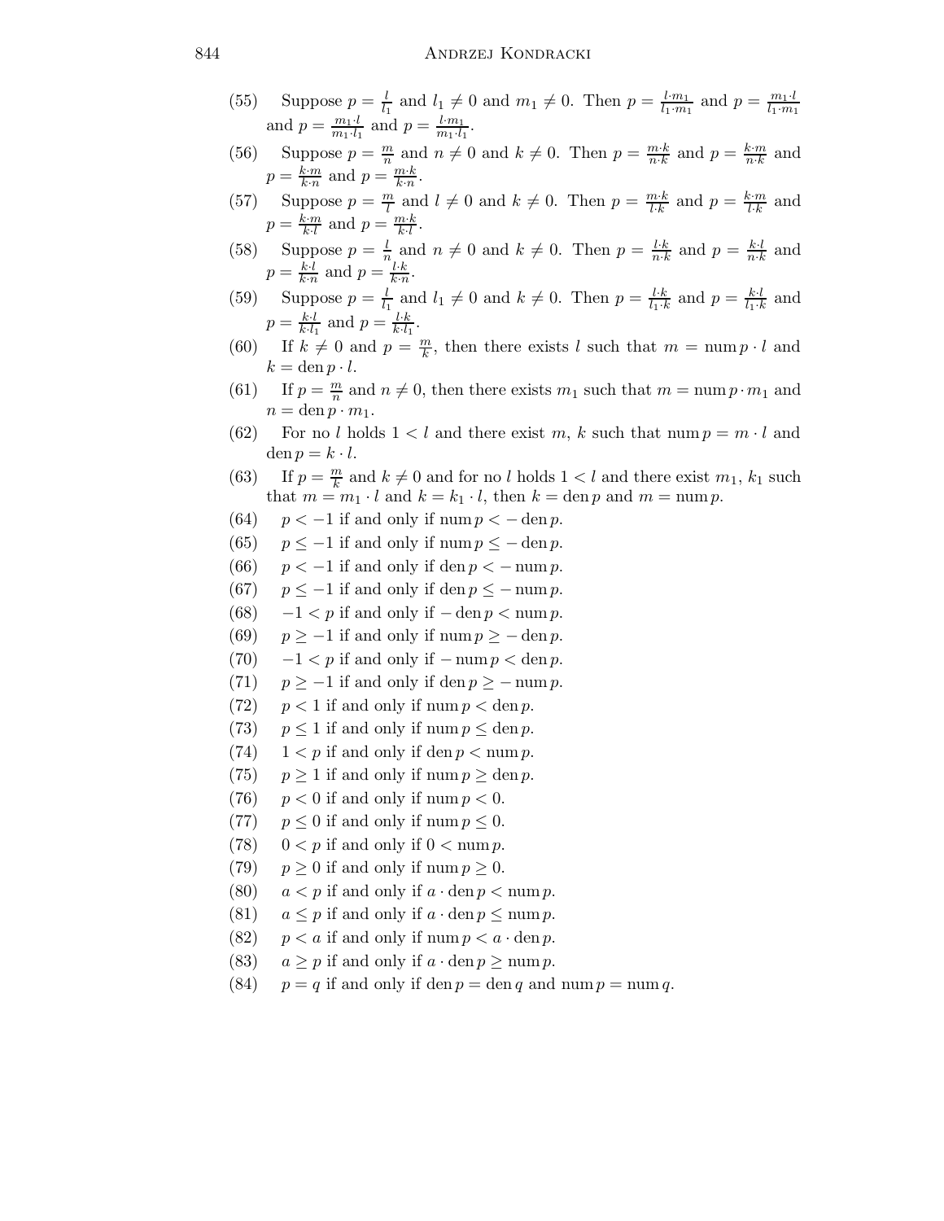(55) Suppose $p = \frac{l}{l_1}$ and $l_1 \neq 0$ and $m_1 \neq 0$. Then $p = \frac{l \cdot m_1}{l_1 \cdot m_1}$ and $p = \frac{m_1 \cdot l}{l_1 \cdot m_1}$ and $p = \frac{m_1 \cdot l}{m_1 \cdot l_1}$ and $p = \frac{l \cdot m_1}{m_1 \cdot l_1}$.

(56) Suppose $p = \frac{m}{n}$ and $n \neq 0$ and $k \neq 0$. Then $p = \frac{m \cdot k}{n \cdot k}$ and $p = \frac{k \cdot m}{n \cdot k}$ and $p = \frac{k \cdot m}{k \cdot n}$ and $p = \frac{m \cdot k}{k \cdot n}$.

(57) Suppose $p = \frac{m}{l}$ and $l \neq 0$ and $k \neq 0$. Then $p = \frac{m \cdot k}{l \cdot k}$ and $p = \frac{k \cdot m}{l \cdot k}$ and $p = \frac{k \cdot m}{k \cdot l}$ and $p = \frac{m \cdot k}{k \cdot l}$.

(58) Suppose $p = \frac{l}{n}$ and $n \neq 0$ and $k \neq 0$. Then $p = \frac{l \cdot k}{n \cdot k}$ and $p = \frac{k \cdot l}{n \cdot k}$ and $p = \frac{k \cdot l}{k \cdot n}$ and $p = \frac{l \cdot k}{k \cdot n}$.

(59) Suppose $p = \frac{l}{l_1}$ and $l_1 \neq 0$ and $k \neq 0$. Then $p = \frac{l \cdot k}{l_1 \cdot k}$ and $p = \frac{k \cdot l}{l_1 \cdot k}$ and $p = \frac{k \cdot l}{k \cdot l_1}$ and $p = \frac{l \cdot k}{k \cdot l_1}$.

(60) If $k \neq 0$ and $p = \frac{m}{k}$, then there exists $l$ such that $m = \operatorname{num} p \cdot l$ and $k = \operatorname{den} p \cdot l$.

(61) If $p = \frac{m}{n}$ and $n \neq 0$, then there exists $m_1$ such that $m = \operatorname{num} p \cdot m_1$ and $n = \operatorname{den} p \cdot m_1$.

(62) For no $l$ holds $1 < l$ and there exist $m$, $k$ such that $\operatorname{num} p = m \cdot l$ and $\operatorname{den} p = k \cdot l$.

(63) If $p = \frac{m}{k}$ and $k \neq 0$ and for no $l$ holds $1 < l$ and there exist $m_1$, $k_1$ such that $m = m_1 \cdot l$ and $k = k_1 \cdot l$, then $k = \operatorname{den} p$ and $m = \operatorname{num} p$.

(64) $p < -1$ if and only if $\operatorname{num} p < -\operatorname{den} p$.

(65) $p \leq -1$ if and only if $\operatorname{num} p \leq -\operatorname{den} p$.

(66) $p < -1$ if and only if $\operatorname{den} p < -\operatorname{num} p$.

(67) $p \leq -1$ if and only if $\operatorname{den} p \leq -\operatorname{num} p$.

(68) $-1 < p$ if and only if $-\operatorname{den} p < \operatorname{num} p$.

(69) $p \geq -1$ if and only if $\operatorname{num} p \geq -\operatorname{den} p$.

(70) $-1 < p$ if and only if $-\operatorname{num} p < \operatorname{den} p$.

(71) $p \geq -1$ if and only if $\operatorname{den} p \geq -\operatorname{num} p$.

(72) $p < 1$ if and only if $\operatorname{num} p < \operatorname{den} p$.

(73) $p \leq 1$ if and only if $\operatorname{num} p \leq \operatorname{den} p$.

(74) $1 < p$ if and only if $\operatorname{den} p < \operatorname{num} p$.

(75) $p \geq 1$ if and only if $\operatorname{num} p \geq \operatorname{den} p$.

(76) $p < 0$ if and only if $\operatorname{num} p < 0$.

(77) $p \leq 0$ if and only if $\operatorname{num} p \leq 0$.

(78) $0 < p$ if and only if $0 < \operatorname{num} p$.

(79) $p \geq 0$ if and only if $\operatorname{num} p \geq 0$.

(80) $a < p$ if and only if $a \cdot \operatorname{den} p < \operatorname{num} p$.

(81) $a \leq p$ if and only if $a \cdot \operatorname{den} p \leq \operatorname{num} p$.

(82) $p < a$ if and only if $\operatorname{num} p < a \cdot \operatorname{den} p$.

(83) $a \geq p$ if and only if $a \cdot \operatorname{den} p \geq \operatorname{num} p$.

(84) $p = q$ if and only if $\operatorname{den} p = \operatorname{den} q$ and $\operatorname{num} p = \operatorname{num} q$.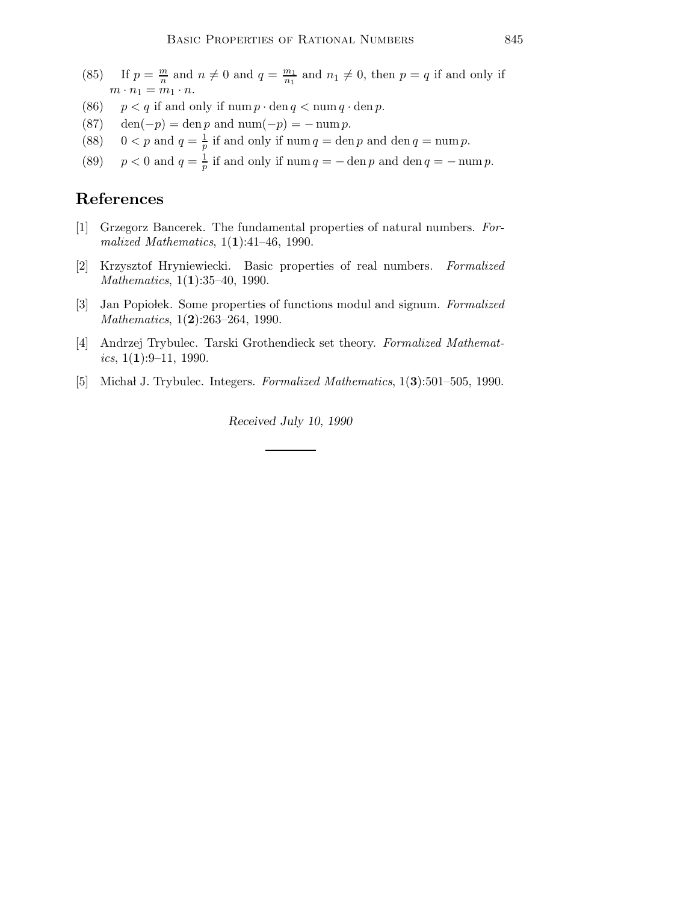(85) If $p = \frac{m}{n}$ and $n \neq 0$ and $q = \frac{m_1}{n_1}$ and $n_1 \neq 0$, then $p = q$ if and only if $m \cdot n_1 = m_1 \cdot n$.

(86) $p < q$ if and only if $\operatorname{num} p \cdot \operatorname{den} q < \operatorname{num} q \cdot \operatorname{den} p$.

(87) $\operatorname{den}(-p) = \operatorname{den} p$ and $\operatorname{num}(-p) = -\operatorname{num} p$.

(88) $0 < p$ and $q = \frac{1}{p}$ if and only if $\operatorname{num} q = \operatorname{den} p$ and $\operatorname{den} q = \operatorname{num} p$.

(89) $p < 0$ and $q = \frac{1}{p}$ if and only if $\operatorname{num} q = -\operatorname{den} p$ and $\operatorname{den} q = -\operatorname{num} p$.

## References

[1] Grzegorz Bancerek. The fundamental properties of natural numbers. *Formalized Mathematics*, 1(**1**):41–46, 1990.

[2] Krzysztof Hryniewiecki. Basic properties of real numbers. *Formalized Mathematics*, 1(**1**):35–40, 1990.

[3] Jan Popiołek. Some properties of functions modul and signum. *Formalized Mathematics*, 1(**2**):263–264, 1990.

[4] Andrzej Trybulec. Tarski Grothendieck set theory. *Formalized Mathematics*, 1(**1**):9–11, 1990.

[5] Michał J. Trybulec. Integers. *Formalized Mathematics*, 1(**3**):501–505, 1990.

*Received July 10, 1990*